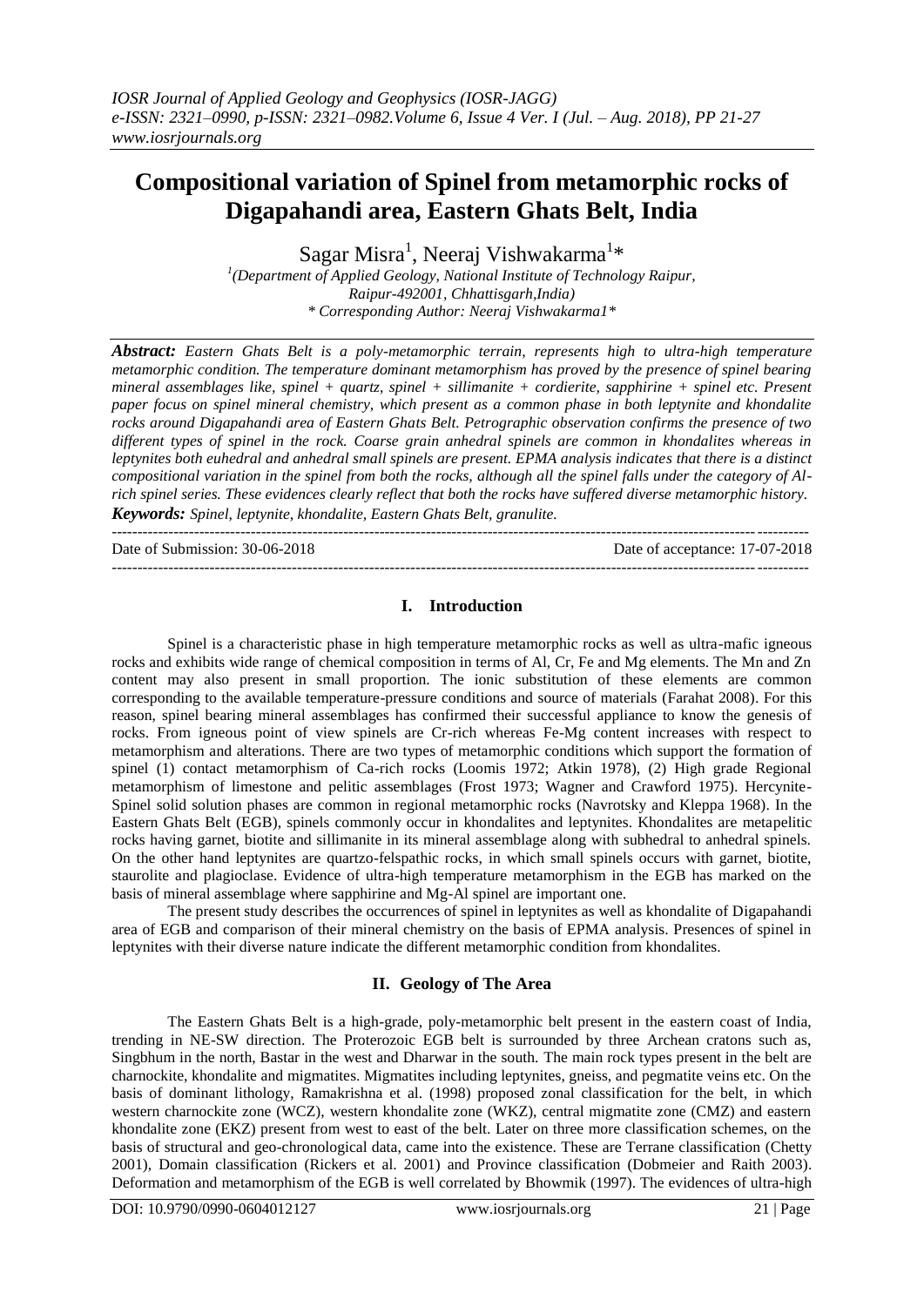# Compositional variation of Spinel from metamorphic rocks of Digapahandi area, Eastern Ghats Belt, India

Sagar Misra[1], Neeraj Vishwakarma[1]*

[1](Department of Applied Geology, National Institute of Technology Raipur, Raipur-492001, Chhattisgarh,India)
* Corresponding Author: Neeraj Vishwakarma1*

***Abstract:*** *Eastern Ghats Belt is a poly-metamorphic terrain, represents high to ultra-high temperature metamorphic condition. The temperature dominant metamorphism has proved by the presence of spinel bearing mineral assemblages like, spinel + quartz, spinel + sillimanite + cordierite, sapphirine + spinel etc. Present paper focus on spinel mineral chemistry, which present as a common phase in both leptynite and khondalite rocks around Digapahandi area of Eastern Ghats Belt. Petrographic observation confirms the presence of two different types of spinel in the rock. Coarse grain anhedral spinels are common in khondalites whereas in leptynites both euhedral and anhedral small spinels are present. EPMA analysis indicates that there is a distinct compositional variation in the spinel from both the rocks, although all the spinel falls under the category of Al-rich spinel series. These evidences clearly reflect that both the rocks have suffered diverse metamorphic history.*

***Keywords:*** *Spinel, leptynite, khondalite, Eastern Ghats Belt, granulite.*

---

Date of Submission: 30-06-2018 | Date of acceptance: 17-07-2018

---

## I. Introduction

Spinel is a characteristic phase in high temperature metamorphic rocks as well as ultra-mafic igneous rocks and exhibits wide range of chemical composition in terms of Al, Cr, Fe and Mg elements. The Mn and Zn content may also present in small proportion. The ionic substitution of these elements are common corresponding to the available temperature-pressure conditions and source of materials (Farahat 2008). For this reason, spinel bearing mineral assemblages has confirmed their successful appliance to know the genesis of rocks. From igneous point of view spinels are Cr-rich whereas Fe-Mg content increases with respect to metamorphism and alterations. There are two types of metamorphic conditions which support the formation of spinel (1) contact metamorphism of Ca-rich rocks (Loomis 1972; Atkin 1978), (2) High grade Regional metamorphism of limestone and pelitic assemblages (Frost 1973; Wagner and Crawford 1975). Hercynite-Spinel solid solution phases are common in regional metamorphic rocks (Navrotsky and Kleppa 1968). In the Eastern Ghats Belt (EGB), spinels commonly occur in khondalites and leptynites. Khondalites are metapelitic rocks having garnet, biotite and sillimanite in its mineral assemblage along with subhedral to anhedral spinels. On the other hand leptynites are quartzo-felspathic rocks, in which small spinels occurs with garnet, biotite, staurolite and plagioclase. Evidence of ultra-high temperature metamorphism in the EGB has marked on the basis of mineral assemblage where sapphirine and Mg-Al spinel are important one.

The present study describes the occurrences of spinel in leptynites as well as khondalite of Digapahandi area of EGB and comparison of their mineral chemistry on the basis of EPMA analysis. Presences of spinel in leptynites with their diverse nature indicate the different metamorphic condition from khondalites.

## II. Geology of The Area

The Eastern Ghats Belt is a high-grade, poly-metamorphic belt present in the eastern coast of India, trending in NE-SW direction. The Proterozoic EGB belt is surrounded by three Archean cratons such as, Singbhum in the north, Bastar in the west and Dharwar in the south. The main rock types present in the belt are charnockite, khondalite and migmatites. Migmatites including leptynites, gneiss, and pegmatite veins etc. On the basis of dominant lithology, Ramakrishna et al. (1998) proposed zonal classification for the belt, in which western charnockite zone (WCZ), western khondalite zone (WKZ), central migmatite zone (CMZ) and eastern khondalite zone (EKZ) present from west to east of the belt. Later on three more classification schemes, on the basis of structural and geo-chronological data, came into the existence. These are Terrane classification (Chetty 2001), Domain classification (Rickers et al. 2001) and Province classification (Dobmeier and Raith 2003). Deformation and metamorphism of the EGB is well correlated by Bhowmik (1997). The evidences of ultra-high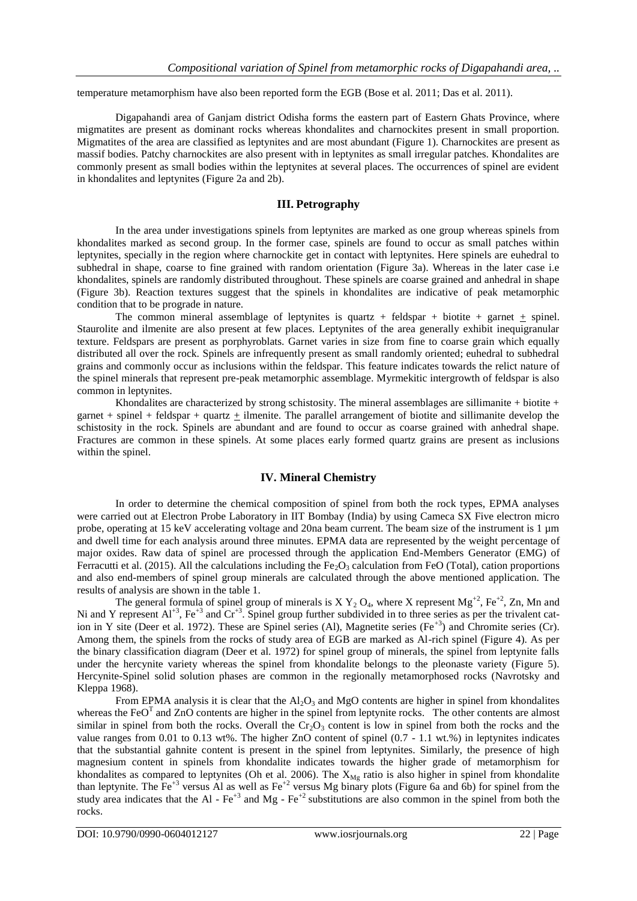temperature metamorphism have also been reported form the EGB (Bose et al. 2011; Das et al. 2011).

Digapahandi area of Ganjam district Odisha forms the eastern part of Eastern Ghats Province, where migmatites are present as dominant rocks whereas khondalites and charnockites present in small proportion. Migmatites of the area are classified as leptynites and are most abundant (Figure 1). Charnockites are present as massif bodies. Patchy charnockites are also present with in leptynites as small irregular patches. Khondalites are commonly present as small bodies within the leptynites at several places. The occurrences of spinel are evident in khondalites and leptynites (Figure 2a and 2b).

## III. Petrography

In the area under investigations spinels from leptynites are marked as one group whereas spinels from khondalites marked as second group. In the former case, spinels are found to occur as small patches within leptynites, specially in the region where charnockite get in contact with leptynites. Here spinels are euhedral to subhedral in shape, coarse to fine grained with random orientation (Figure 3a). Whereas in the later case i.e khondalites, spinels are randomly distributed throughout. These spinels are coarse grained and anhedral in shape (Figure 3b). Reaction textures suggest that the spinels in khondalites are indicative of peak metamorphic condition that to be prograde in nature.

The common mineral assemblage of leptynites is quartz + feldspar + biotite + garnet $\pm$ spinel. Staurolite and ilmenite are also present at few places. Leptynites of the area generally exhibit inequigranular texture. Feldspars are present as porphyroblats. Garnet varies in size from fine to coarse grain which equally distributed all over the rock. Spinels are infrequently present as small randomly oriented; euhedral to subhedral grains and commonly occur as inclusions within the feldspar. This feature indicates towards the relict nature of the spinel minerals that represent pre-peak metamorphic assemblage. Myrmekitic intergrowth of feldspar is also common in leptynites.

Khondalites are characterized by strong schistosity. The mineral assemblages are sillimanite + biotite + garnet + spinel + feldspar + quartz $\pm$ ilmenite. The parallel arrangement of biotite and sillimanite develop the schistosity in the rock. Spinels are abundant and are found to occur as coarse grained with anhedral shape. Fractures are common in these spinels. At some places early formed quartz grains are present as inclusions within the spinel.

## IV. Mineral Chemistry

In order to determine the chemical composition of spinel from both the rock types, EPMA analyses were carried out at Electron Probe Laboratory in IIT Bombay (India) by using Cameca SX Five electron micro probe, operating at 15 keV accelerating voltage and 20na beam current. The beam size of the instrument is 1 µm and dwell time for each analysis around three minutes. EPMA data are represented by the weight percentage of major oxides. Raw data of spinel are processed through the application End-Members Generator (EMG) of Ferracutti et al. (2015). All the calculations including the $Fe_2O_3$ calculation from FeO (Total), cation proportions and also end-members of spinel group minerals are calculated through the above mentioned application. The results of analysis are shown in the table 1.

The general formula of spinel group of minerals is X $Y_2$ $O_4$, where X represent $Mg^{+2}$, $Fe^{+2}$, Zn, Mn and Ni and Y represent $Al^{+3}$, $Fe^{+3}$ and $Cr^{+3}$. Spinel group further subdivided in to three series as per the trivalent cat-ion in Y site (Deer et al. 1972). These are Spinel series (Al), Magnetite series ($Fe^{+3}$) and Chromite series (Cr). Among them, the spinels from the rocks of study area of EGB are marked as Al-rich spinel (Figure 4). As per the binary classification diagram (Deer et al. 1972) for spinel group of minerals, the spinel from leptynite falls under the hercynite variety whereas the spinel from khondalite belongs to the pleonaste variety (Figure 5). Hercynite-Spinel solid solution phases are common in the regionally metamorphosed rocks (Navrotsky and Kleppa 1968).

From EPMA analysis it is clear that the $Al_2O_3$ and MgO contents are higher in spinel from khondalites whereas the $FeO^T$ and ZnO contents are higher in the spinel from leptynite rocks. The other contents are almost similar in spinel from both the rocks. Overall the $Cr_2O_3$ content is low in spinel from both the rocks and the value ranges from 0.01 to 0.13 wt%. The higher ZnO content of spinel (0.7 - 1.1 wt.%) in leptynites indicates that the substantial gahnite content is present in the spinel from leptynites. Similarly, the presence of high magnesium content in spinels from khondalite indicates towards the higher grade of metamorphism for khondalites as compared to leptynites (Oh et al. 2006). The $X_{Mg}$ ratio is also higher in spinel from khondalite than leptynite. The $Fe^{+3}$ versus Al as well as $Fe^{+2}$ versus Mg binary plots (Figure 6a and 6b) for spinel from the study area indicates that the Al - $Fe^{+3}$ and Mg - $Fe^{+2}$ substitutions are also common in the spinel from both the rocks.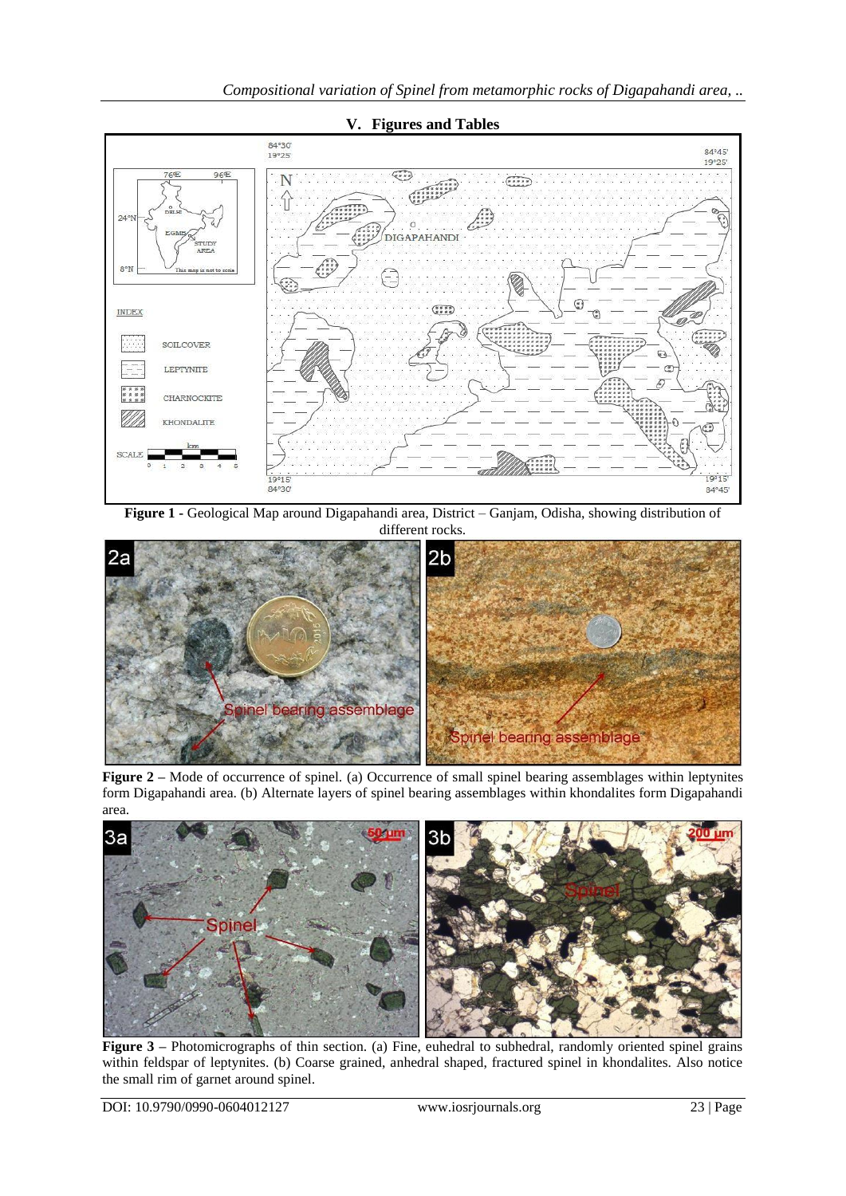## V. Figures and Tables

**Figure 1** - Geological Map around Digapahandi area, District – Ganjam, Odisha, showing distribution of different rocks.

**Figure 2** – Mode of occurrence of spinel. (a) Occurrence of small spinel bearing assemblages within leptynites form Digapahandi area. (b) Alternate layers of spinel bearing assemblages within khondalites form Digapahandi area.

**Figure 3** – Photomicrographs of thin section. (a) Fine, euhedral to subhedral, randomly oriented spinel grains within feldspar of leptynites. (b) Coarse grained, anhedral shaped, fractured spinel in khondalites. Also notice the small rim of garnet around spinel.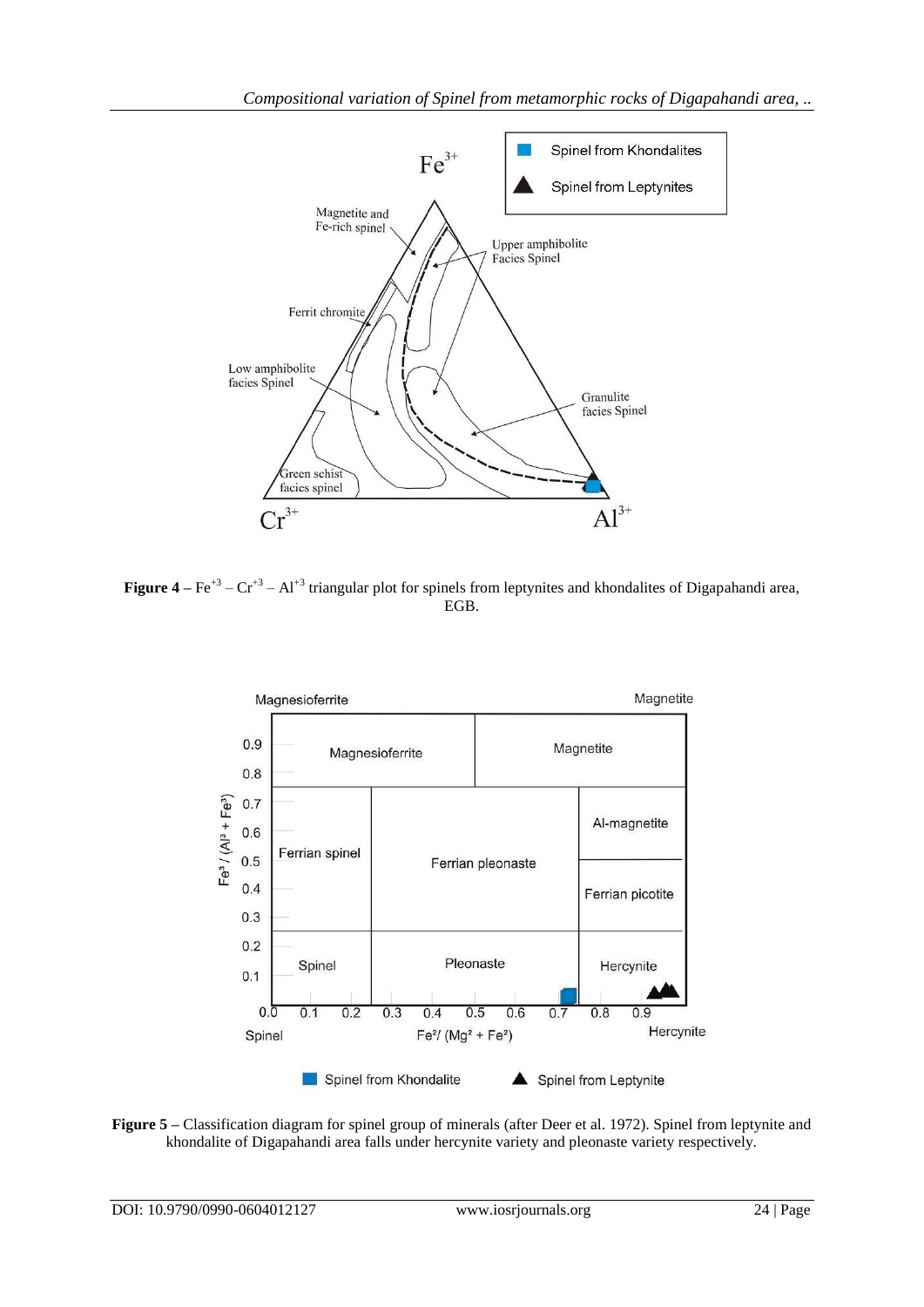**Figure 4 –** $Fe^{+3} – Cr^{+3} – Al^{+3}$ triangular plot for spinels from leptynites and khondalites of Digapahandi area, EGB.

**Figure 5 –** Classification diagram for spinel group of minerals (after Deer et al. 1972). Spinel from leptynite and khondalite of Digapahandi area falls under hercynite variety and pleonaste variety respectively.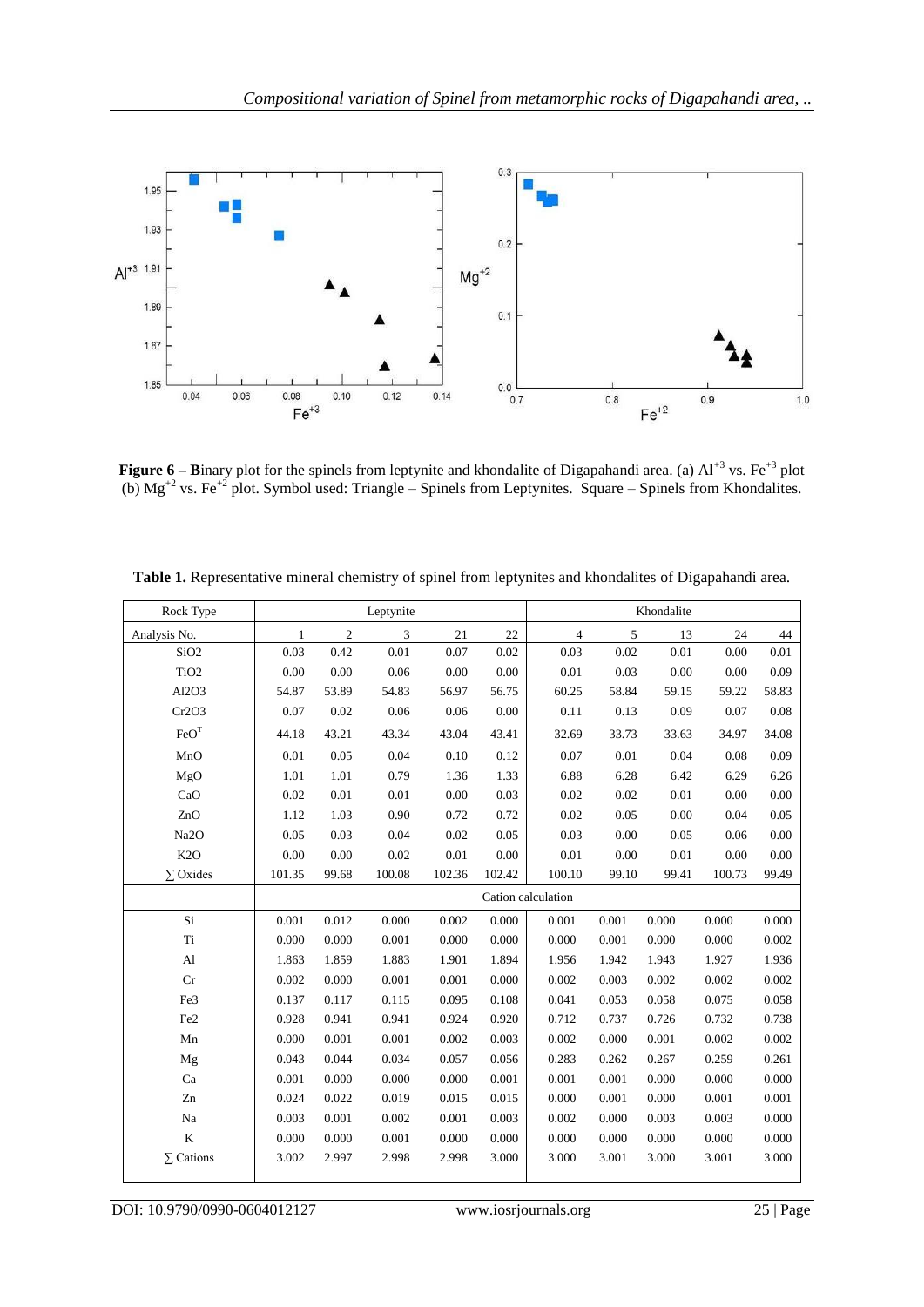**Figure 6 – Binary** plot for the spinels from leptynite and khondalite of Digapahandi area. (a) $Al^{+3}$ vs. $Fe^{+3}$ plot (b) $Mg^{+2}$ vs. $Fe^{+2}$ plot. Symbol used: Triangle – Spinels from Leptynites. Square – Spinels from Khondalites.

**Table 1.** Representative mineral chemistry of spinel from leptynites and khondalites of Digapahandi area.

| Rock Type | Leptynite | | | | | Khondalite | | | | |
|---|---|---|---|---|---|---|---|---|---|---|
| Analysis No. | 1 | 2 | 3 | 21 | 22 | 4 | 5 | 13 | 24 | 44 |
| $SiO_2$ | 0.03 | 0.42 | 0.01 | 0.07 | 0.02 | 0.03 | 0.02 | 0.01 | 0.00 | 0.01 |
| $TiO_2$ | 0.00 | 0.00 | 0.06 | 0.00 | 0.00 | 0.01 | 0.03 | 0.00 | 0.00 | 0.09 |
| $Al_2O_3$ | 54.87 | 53.89 | 54.83 | 56.97 | 56.75 | 60.25 | 58.84 | 59.15 | 59.22 | 58.83 |
| $Cr_2O_3$ | 0.07 | 0.02 | 0.06 | 0.06 | 0.00 | 0.11 | 0.13 | 0.09 | 0.07 | 0.08 |
| $FeO^T$ | 44.18 | 43.21 | 43.34 | 43.04 | 43.41 | 32.69 | 33.73 | 33.63 | 34.97 | 34.08 |
| MnO | 0.01 | 0.05 | 0.04 | 0.10 | 0.12 | 0.07 | 0.01 | 0.04 | 0.08 | 0.09 |
| MgO | 1.01 | 1.01 | 0.79 | 1.36 | 1.33 | 6.88 | 6.28 | 6.42 | 6.29 | 6.26 |
| CaO | 0.02 | 0.01 | 0.01 | 0.00 | 0.03 | 0.02 | 0.02 | 0.01 | 0.00 | 0.00 |
| ZnO | 1.12 | 1.03 | 0.90 | 0.72 | 0.72 | 0.02 | 0.05 | 0.00 | 0.04 | 0.05 |
| $Na_2O$ | 0.05 | 0.03 | 0.04 | 0.02 | 0.05 | 0.03 | 0.00 | 0.05 | 0.06 | 0.00 |
| $K_2O$ | 0.00 | 0.00 | 0.02 | 0.01 | 0.00 | 0.01 | 0.00 | 0.01 | 0.00 | 0.00 |
| ∑ Oxides | 101.35 | 99.68 | 100.08 | 102.36 | 102.42 | 100.10 | 99.10 | 99.41 | 100.73 | 99.49 |
| | Cation calculation | | | | | | | | | |
| Si | 0.001 | 0.012 | 0.000 | 0.002 | 0.000 | 0.001 | 0.001 | 0.000 | 0.000 | 0.000 |
| Ti | 0.000 | 0.000 | 0.001 | 0.000 | 0.000 | 0.000 | 0.001 | 0.000 | 0.000 | 0.002 |
| Al | 1.863 | 1.859 | 1.883 | 1.901 | 1.894 | 1.956 | 1.942 | 1.943 | 1.927 | 1.936 |
| Cr | 0.002 | 0.000 | 0.001 | 0.001 | 0.000 | 0.002 | 0.003 | 0.002 | 0.002 | 0.002 |
| Fe3 | 0.137 | 0.117 | 0.115 | 0.095 | 0.108 | 0.041 | 0.053 | 0.058 | 0.075 | 0.058 |
| Fe2 | 0.928 | 0.941 | 0.941 | 0.924 | 0.920 | 0.712 | 0.737 | 0.726 | 0.732 | 0.738 |
| Mn | 0.000 | 0.001 | 0.001 | 0.002 | 0.003 | 0.002 | 0.000 | 0.001 | 0.002 | 0.002 |
| Mg | 0.043 | 0.044 | 0.034 | 0.057 | 0.056 | 0.283 | 0.262 | 0.267 | 0.259 | 0.261 |
| Ca | 0.001 | 0.000 | 0.000 | 0.000 | 0.001 | 0.001 | 0.001 | 0.000 | 0.000 | 0.000 |
| Zn | 0.024 | 0.022 | 0.019 | 0.015 | 0.015 | 0.000 | 0.001 | 0.000 | 0.001 | 0.001 |
| Na | 0.003 | 0.001 | 0.002 | 0.001 | 0.003 | 0.002 | 0.000 | 0.003 | 0.003 | 0.000 |
| K | 0.000 | 0.000 | 0.001 | 0.000 | 0.000 | 0.000 | 0.000 | 0.000 | 0.000 | 0.000 |
| ∑ Cations | 3.002 | 2.997 | 2.998 | 2.998 | 3.000 | 3.000 | 3.001 | 3.000 | 3.001 | 3.000 |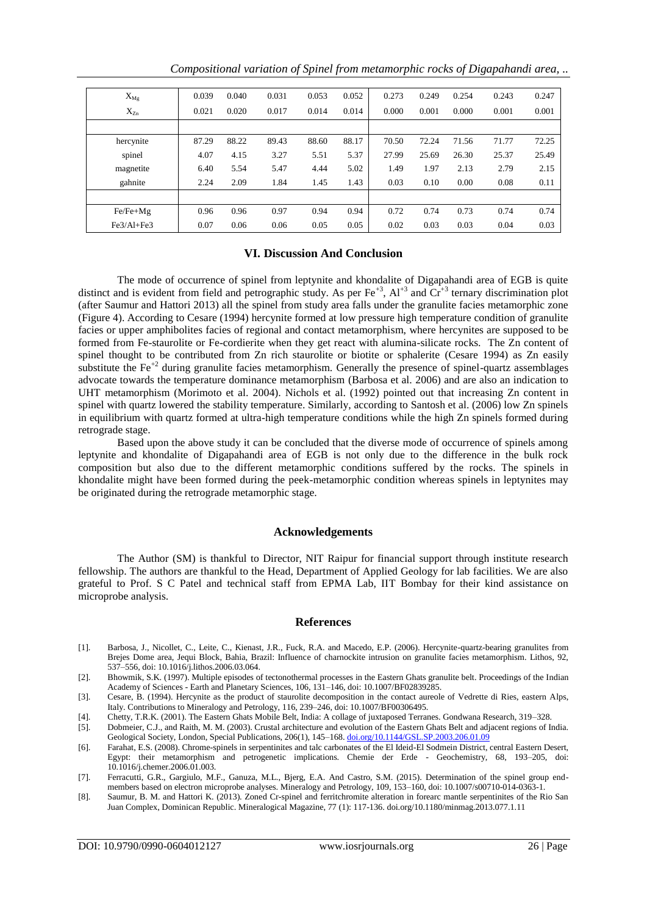| $X_{Mg}$ | 0.039 | 0.040 | 0.031 | 0.053 | 0.052 | 0.273 | 0.249 | 0.254 | 0.243 | 0.247 |
|---|---|---|---|---|---|---|---|---|---|---|
| $X_{Zn}$ | 0.021 | 0.020 | 0.017 | 0.014 | 0.014 | 0.000 | 0.001 | 0.000 | 0.001 | 0.001 |
| | | | | | | | | | | |
| hercynite | 87.29 | 88.22 | 89.43 | 88.60 | 88.17 | 70.50 | 72.24 | 71.56 | 71.77 | 72.25 |
| spinel | 4.07 | 4.15 | 3.27 | 5.51 | 5.37 | 27.99 | 25.69 | 26.30 | 25.37 | 25.49 |
| magnetite | 6.40 | 5.54 | 5.47 | 4.44 | 5.02 | 1.49 | 1.97 | 2.13 | 2.79 | 2.15 |
| gahnite | 2.24 | 2.09 | 1.84 | 1.45 | 1.43 | 0.03 | 0.10 | 0.00 | 0.08 | 0.11 |
| | | | | | | | | | | |
| Fe/Fe+Mg | 0.96 | 0.96 | 0.97 | 0.94 | 0.94 | 0.72 | 0.74 | 0.73 | 0.74 | 0.74 |
| Fe3/Al+Fe3 | 0.07 | 0.06 | 0.06 | 0.05 | 0.05 | 0.02 | 0.03 | 0.03 | 0.04 | 0.03 |

## VI. Discussion And Conclusion

The mode of occurrence of spinel from leptynite and khondalite of Digapahandi area of EGB is quite distinct and is evident from field and petrographic study. As per $Fe^{+3}$, $Al^{+3}$ and $Cr^{+3}$ ternary discrimination plot (after Saumur and Hattori 2013) all the spinel from study area falls under the granulite facies metamorphic zone (Figure 4). According to Cesare (1994) hercynite formed at low pressure high temperature condition of granulite facies or upper amphibolites facies of regional and contact metamorphism, where hercynites are supposed to be formed from Fe-staurolite or Fe-cordierite when they get react with alumina-silicate rocks. The Zn content of spinel thought to be contributed from Zn rich staurolite or biotite or sphalerite (Cesare 1994) as Zn easily substitute the $Fe^{+2}$ during granulite facies metamorphism. Generally the presence of spinel-quartz assemblages advocate towards the temperature dominance metamorphism (Barbosa et al. 2006) and are also an indication to UHT metamorphism (Morimoto et al. 2004). Nichols et al. (1992) pointed out that increasing Zn content in spinel with quartz lowered the stability temperature. Similarly, according to Santosh et al. (2006) low Zn spinels in equilibrium with quartz formed at ultra-high temperature conditions while the high Zn spinels formed during retrograde stage.

Based upon the above study it can be concluded that the diverse mode of occurrence of spinels among leptynite and khondalite of Digapahandi area of EGB is not only due to the difference in the bulk rock composition but also due to the different metamorphic conditions suffered by the rocks. The spinels in khondalite might have been formed during the peek-metamorphic condition whereas spinels in leptynites may be originated during the retrograde metamorphic stage.

## Acknowledgements

The Author (SM) is thankful to Director, NIT Raipur for financial support through institute research fellowship. The authors are thankful to the Head, Department of Applied Geology for lab facilities. We are also grateful to Prof. S C Patel and technical staff from EPMA Lab, IIT Bombay for their kind assistance on microprobe analysis.

## References

[1]. Barbosa, J., Nicollet, C., Leite, C., Kienast, J.R., Fuck, R.A. and Macedo, E.P. (2006). Hercynite-quartz-bearing granulites from Brejes Dome area, Jequi Block, Bahia, Brazil: Influence of charnockite intrusion on granulite facies metamorphism. Lithos, 92, 537–556, doi: 10.1016/j.lithos.2006.03.064.

[2]. Bhowmik, S.K. (1997). Multiple episodes of tectonothermal processes in the Eastern Ghats granulite belt. Proceedings of the Indian Academy of Sciences - Earth and Planetary Sciences, 106, 131–146, doi: 10.1007/BF02839285.

[3]. Cesare, B. (1994). Hercynite as the product of staurolite decomposition in the contact aureole of Vedrette di Ries, eastern Alps, Italy. Contributions to Mineralogy and Petrology, 116, 239–246, doi: 10.1007/BF00306495.

[4]. Chetty, T.R.K. (2001). The Eastern Ghats Mobile Belt, India: A collage of juxtaposed Terranes. Gondwana Research, 319–328.

[5]. Dobmeier, C.J., and Raith, M. M. (2003). Crustal architecture and evolution of the Eastern Ghats Belt and adjacent regions of India. Geological Society, London, Special Publications, 206(1), 145–168. doi.org/10.1144/GSL.SP.2003.206.01.09

[6]. Farahat, E.S. (2008). Chrome-spinels in serpentinites and talc carbonates of the El Ideid-El Sodmein District, central Eastern Desert, Egypt: their metamorphism and petrogenetic implications. Chemie der Erde - Geochemistry, 68, 193–205, doi: 10.1016/j.chemer.2006.01.003.

[7]. Ferracutti, G.R., Gargiulo, M.F., Ganuza, M.L., Bjerg, E.A. And Castro, S.M. (2015). Determination of the spinel group end-members based on electron microprobe analyses. Mineralogy and Petrology, 109, 153–160, doi: 10.1007/s00710-014-0363-1.

[8]. Saumur, B. M. and Hattori K. (2013). Zoned Cr-spinel and ferritchromite alteration in forearc mantle serpentinites of the Rio San Juan Complex, Dominican Republic. Mineralogical Magazine, 77 (1): 117-136. doi.org/10.1180/minmag.2013.077.1.11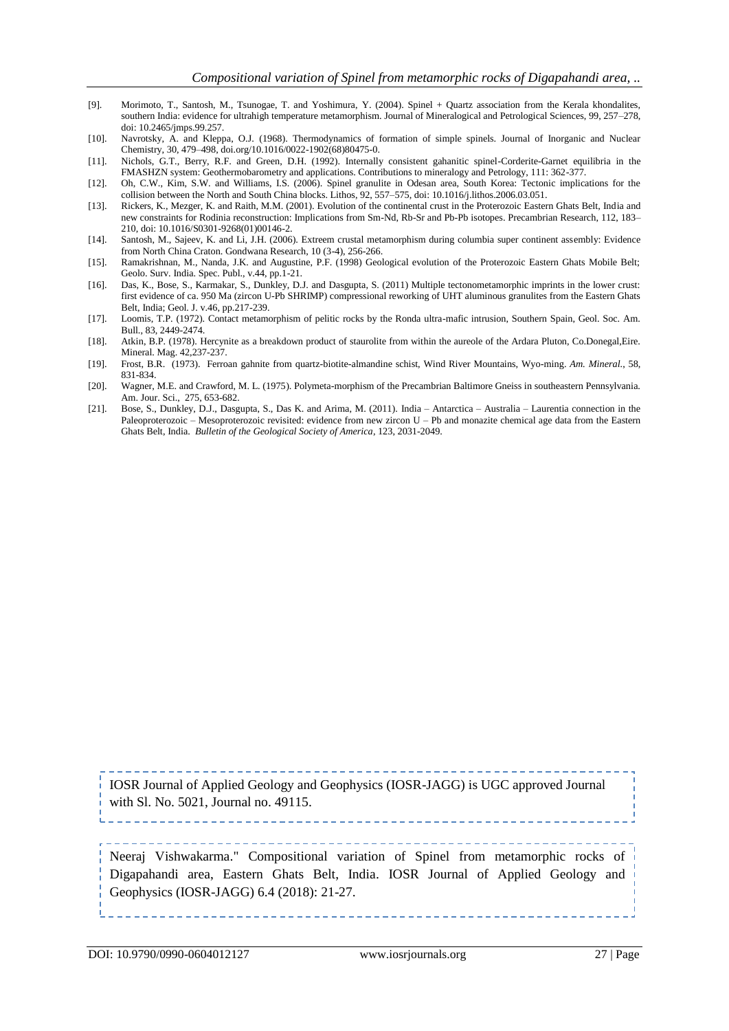[9]. Morimoto, T., Santosh, M., Tsunogae, T. and Yoshimura, Y. (2004). Spinel + Quartz association from the Kerala khondalites, southern India: evidence for ultrahigh temperature metamorphism. Journal of Mineralogical and Petrological Sciences, 99, 257–278, doi: 10.2465/jmps.99.257.

[10]. Navrotsky, A. and Kleppa, O.J. (1968). Thermodynamics of formation of simple spinels. Journal of Inorganic and Nuclear Chemistry, 30, 479–498, doi.org/10.1016/0022-1902(68)80475-0.

[11]. Nichols, G.T., Berry, R.F. and Green, D.H. (1992). Internally consistent gahanitic spinel-Corderite-Garnet equilibria in the FMASHZN system: Geothermobarometry and applications. Contributions to mineralogy and Petrology, 111: 362-377.

[12]. Oh, C.W., Kim, S.W. and Williams, I.S. (2006). Spinel granulite in Odesan area, South Korea: Tectonic implications for the collision between the North and South China blocks. Lithos, 92, 557–575, doi: 10.1016/j.lithos.2006.03.051.

[13]. Rickers, K., Mezger, K. and Raith, M.M. (2001). Evolution of the continental crust in the Proterozoic Eastern Ghats Belt, India and new constraints for Rodinia reconstruction: Implications from Sm-Nd, Rb-Sr and Pb-Pb isotopes. Precambrian Research, 112, 183–210, doi: 10.1016/S0301-9268(01)00146-2.

[14]. Santosh, M., Sajeev, K. and Li, J.H. (2006). Extreem crustal metamorphism during columbia super continent assembly: Evidence from North China Craton. Gondwana Research, 10 (3-4), 256-266.

[15]. Ramakrishnan, M., Nanda, J.K. and Augustine, P.F. (1998) Geological evolution of the Proterozoic Eastern Ghats Mobile Belt; Geolo. Surv. India. Spec. Publ., v.44, pp.1-21.

[16]. Das, K., Bose, S., Karmakar, S., Dunkley, D.J. and Dasgupta, S. (2011) Multiple tectonometamorphic imprints in the lower crust: first evidence of ca. 950 Ma (zircon U-Pb SHRIMP) compressional reworking of UHT aluminous granulites from the Eastern Ghats Belt, India; Geol. J. v.46, pp.217-239.

[17]. Loomis, T.P. (1972). Contact metamorphism of pelitic rocks by the Ronda ultra-mafic intrusion, Southern Spain, Geol. Soc. Am. Bull., 83, 2449-2474.

[18]. Atkin, B.P. (1978). Hercynite as a breakdown product of staurolite from within the aureole of the Ardara Pluton, Co.Donegal,Eire. Mineral. Mag. 42,237-237.

[19]. Frost, B.R. (1973). Ferroan gahnite from quartz-biotite-almandine schist, Wind River Mountains, Wyo-ming. *Am. Mineral.*, 58, 831-834.

[20]. Wagner, M.E. and Crawford, M. L. (1975). Polymeta-morphism of the Precambrian Baltimore Gneiss in southeastern Pennsylvania. Am. Jour. Sci., 275, 653-682.

[21]. Bose, S., Dunkley, D.J., Dasgupta, S., Das K. and Arima, M. (2011). India – Antarctica – Australia – Laurentia connection in the Paleoproterozoic – Mesoproterozoic revisited: evidence from new zircon U – Pb and monazite chemical age data from the Eastern Ghats Belt, India. *Bulletin of the Geological Society of America*, 123, 2031-2049.

IOSR Journal of Applied Geology and Geophysics (IOSR-JAGG) is UGC approved Journal with Sl. No. 5021, Journal no. 49115.

Neeraj Vishwakarma." Compositional variation of Spinel from metamorphic rocks of Digapahandi area, Eastern Ghats Belt, India. IOSR Journal of Applied Geology and Geophysics (IOSR-JAGG) 6.4 (2018): 21-27.